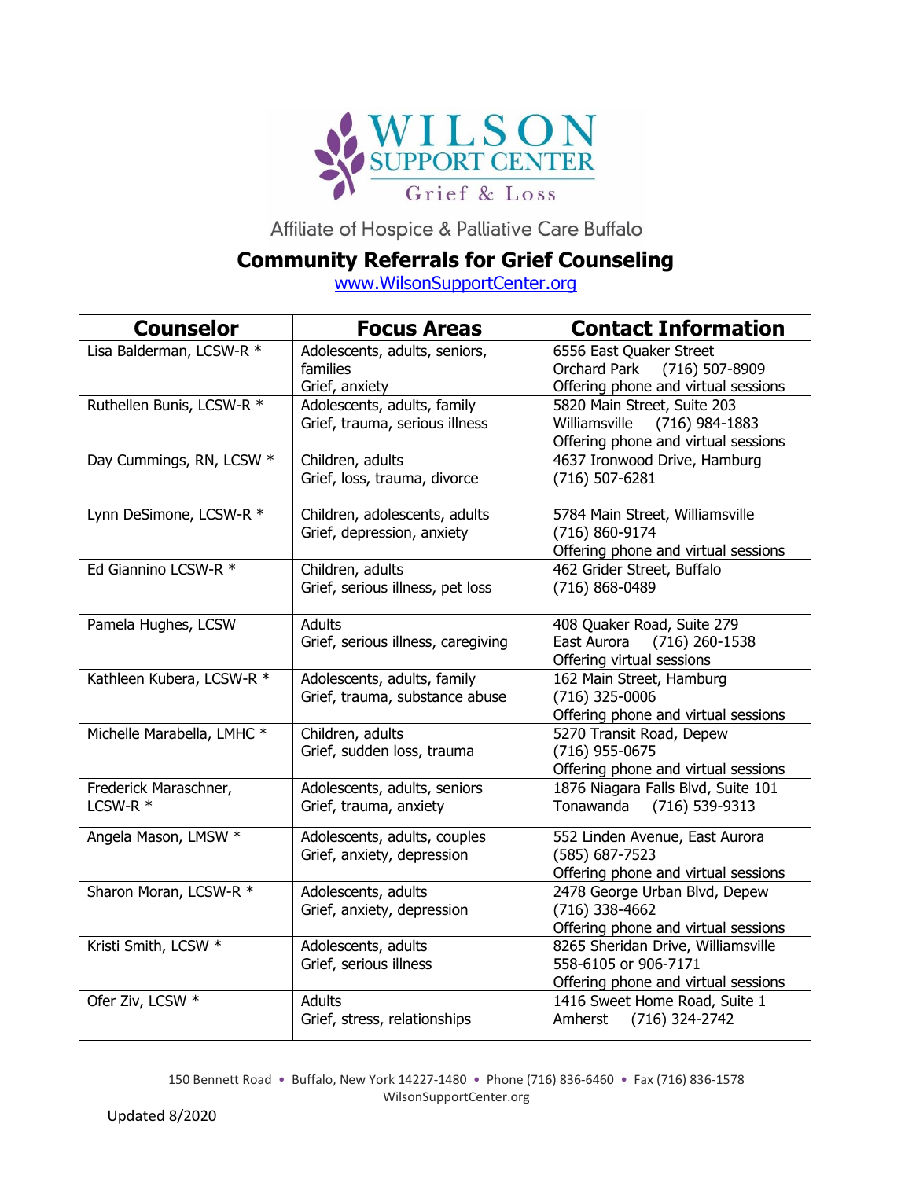# WILSON SUPPORT CENTER

Grief & Loss

Affiliate of Hospice & Palliative Care Buffalo

## Community Referrals for Grief Counseling

www.WilsonSupportCenter.org

| Counselor | Focus Areas | Contact Information |
|---|---|---|
| Lisa Balderman, LCSW-R * | Adolescents, adults, seniors, families<br>Grief, anxiety | 6556 East Quaker Street<br>Orchard Park (716) 507-8909<br>Offering phone and virtual sessions |
| Ruthellen Bunis, LCSW-R * | Adolescents, adults, family<br>Grief, trauma, serious illness | 5820 Main Street, Suite 203<br>Williamsville (716) 984-1883<br>Offering phone and virtual sessions |
| Day Cummings, RN, LCSW * | Children, adults<br>Grief, loss, trauma, divorce | 4637 Ironwood Drive, Hamburg<br>(716) 507-6281 |
| Lynn DeSimone, LCSW-R * | Children, adolescents, adults<br>Grief, depression, anxiety | 5784 Main Street, Williamsville<br>(716) 860-9174<br>Offering phone and virtual sessions |
| Ed Giannino LCSW-R * | Children, adults<br>Grief, serious illness, pet loss | 462 Grider Street, Buffalo<br>(716) 868-0489 |
| Pamela Hughes, LCSW | Adults<br>Grief, serious illness, caregiving | 408 Quaker Road, Suite 279<br>East Aurora (716) 260-1538<br>Offering virtual sessions |
| Kathleen Kubera, LCSW-R * | Adolescents, adults, family<br>Grief, trauma, substance abuse | 162 Main Street, Hamburg<br>(716) 325-0006<br>Offering phone and virtual sessions |
| Michelle Marabella, LMHC * | Children, adults<br>Grief, sudden loss, trauma | 5270 Transit Road, Depew<br>(716) 955-0675<br>Offering phone and virtual sessions |
| Frederick Maraschner, LCSW-R * | Adolescents, adults, seniors<br>Grief, trauma, anxiety | 1876 Niagara Falls Blvd, Suite 101<br>Tonawanda (716) 539-9313 |
| Angela Mason, LMSW * | Adolescents, adults, couples<br>Grief, anxiety, depression | 552 Linden Avenue, East Aurora<br>(585) 687-7523<br>Offering phone and virtual sessions |
| Sharon Moran, LCSW-R * | Adolescents, adults<br>Grief, anxiety, depression | 2478 George Urban Blvd, Depew<br>(716) 338-4662<br>Offering phone and virtual sessions |
| Kristi Smith, LCSW * | Adolescents, adults<br>Grief, serious illness | 8265 Sheridan Drive, Williamsville<br>558-6105 or 906-7171<br>Offering phone and virtual sessions |
| Ofer Ziv, LCSW * | Adults<br>Grief, stress, relationships | 1416 Sweet Home Road, Suite 1<br>Amherst (716) 324-2742 |

150 Bennett Road • Buffalo, New York 14227-1480 • Phone (716) 836-6460 • Fax (716) 836-1578
WilsonSupportCenter.org

Updated 8/2020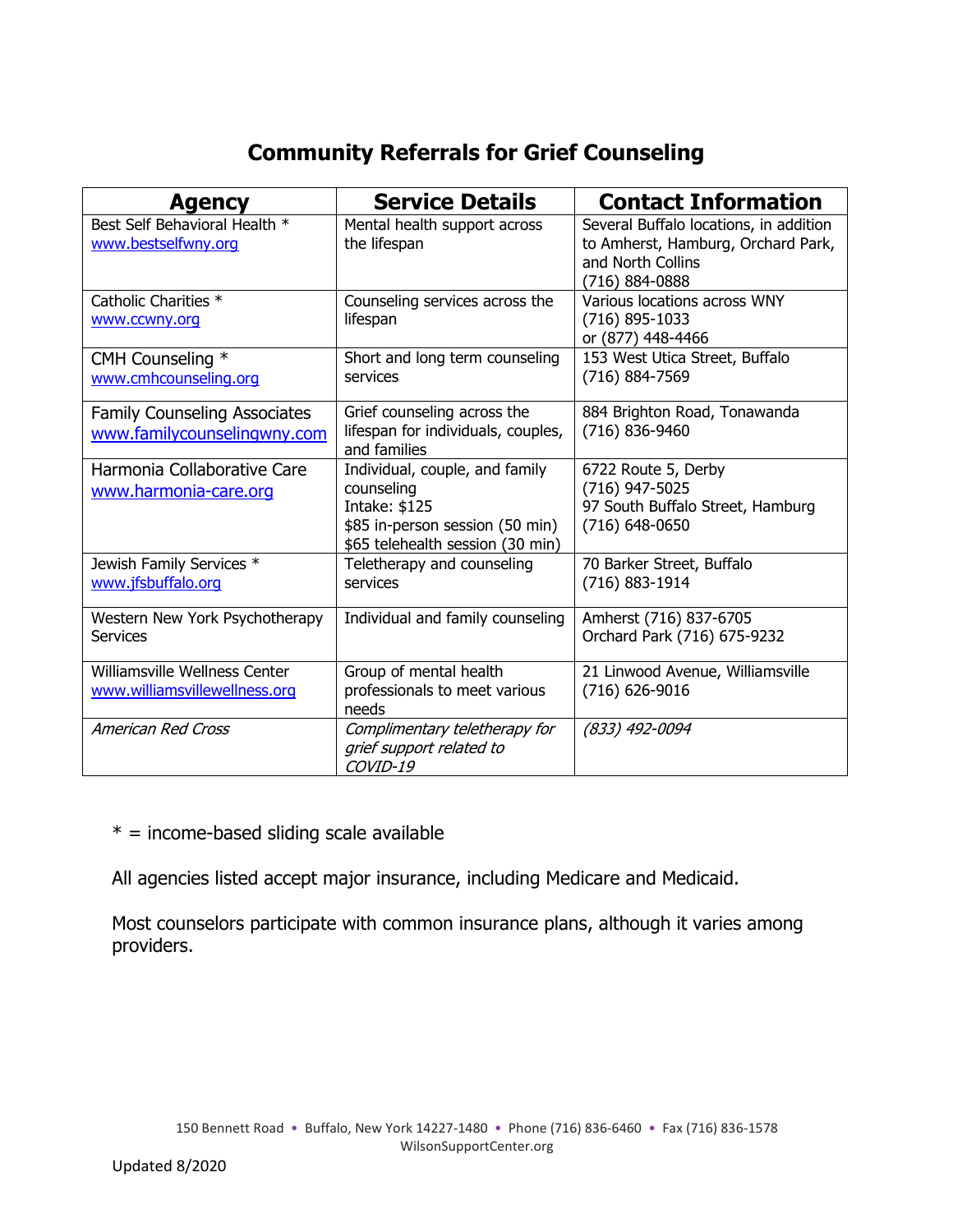# Community Referrals for Grief Counseling

| Agency | Service Details | Contact Information |
|---|---|---|
| Best Self Behavioral Health * www.bestselfwny.org | Mental health support across the lifespan | Several Buffalo locations, in addition to Amherst, Hamburg, Orchard Park, and North Collins (716) 884-0888 |
| Catholic Charities * www.ccwny.org | Counseling services across the lifespan | Various locations across WNY (716) 895-1033 or (877) 448-4466 |
| CMH Counseling * www.cmhcounseling.org | Short and long term counseling services | 153 West Utica Street, Buffalo (716) 884-7569 |
| Family Counseling Associates www.familycounselingwny.com | Grief counseling across the lifespan for individuals, couples, and families | 884 Brighton Road, Tonawanda (716) 836-9460 |
| Harmonia Collaborative Care www.harmonia-care.org | Individual, couple, and family counseling<br>Intake: $125<br>$85 in-person session (50 min)<br>$65 telehealth session (30 min) | 6722 Route 5, Derby (716) 947-5025<br>97 South Buffalo Street, Hamburg (716) 648-0650 |
| Jewish Family Services * www.jfsbuffalo.org | Teletherapy and counseling services | 70 Barker Street, Buffalo (716) 883-1914 |
| Western New York Psychotherapy Services | Individual and family counseling | Amherst (716) 837-6705<br>Orchard Park (716) 675-9232 |
| Williamsville Wellness Center www.williamsvillewellness.org | Group of mental health professionals to meet various needs | 21 Linwood Avenue, Williamsville (716) 626-9016 |
| *American Red Cross* | *Complimentary teletherapy for grief support related to COVID-19* | *(833) 492-0094* |

* = income-based sliding scale available

All agencies listed accept major insurance, including Medicare and Medicaid.

Most counselors participate with common insurance plans, although it varies among providers.

150 Bennett Road • Buffalo, New York 14227-1480 • Phone (716) 836-6460 • Fax (716) 836-1578
WilsonSupportCenter.org

Updated 8/2020